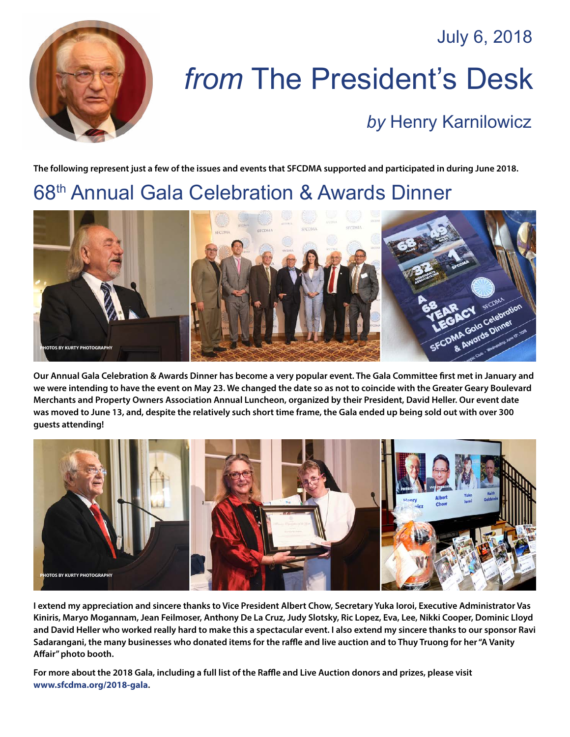July 6, 2018

# *from* The President's Desk

## *by* Henry Karnilowicz

**The following represent just a few of the issues and events that SFCDMA supported and participated in during June 2018.**

## 68th Annual Gala Celebration & Awards Dinner

PHOTOS BY KURTY PHOTOGRAPHY

**Our Annual Gala Celebration & Awards Dinner has become a very popular event. The Gala Committee first met in January and we were intending to have the event on May 23. We changed the date so as not to coincide with the Greater Geary Boulevard Merchants and Property Owners Association Annual Luncheon, organized by their President, David Heller. Our event date was moved to June 13, and, despite the relatively such short time frame, the Gala ended up being sold out with over 300 guests attending!**

PHOTOS BY KURTY PHOTOGRAPHY

**I extend my appreciation and sincere thanks to Vice President Albert Chow, Secretary Yuka Ioroi, Executive Administrator Vas Kiniris, Maryo Mogannam, Jean Feilmoser, Anthony De La Cruz, Judy Slotsky, Ric Lopez, Eva, Lee, Nikki Cooper, Dominic Lloyd and David Heller who worked really hard to make this a spectacular event. I also extend my sincere thanks to our sponsor Ravi Sadarangani, the many businesses who donated items for the raffle and live auction and to Thuy Truong for her "A Vanity Affair" photo booth.**

**For more about the 2018 Gala, including a full list of the Raffle and Live Auction donors and prizes, please visit www.sfcdma.org/2018-gala.**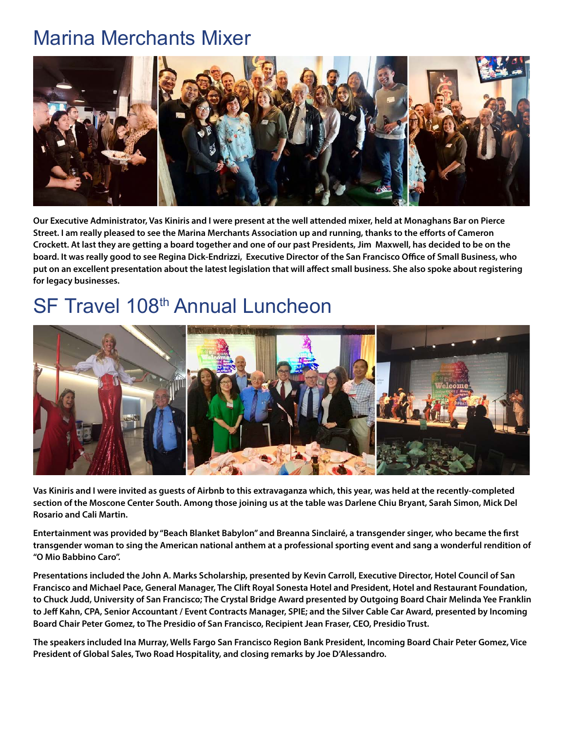# Marina Merchants Mixer

**Our Executive Administrator, Vas Kiniris and I were present at the well attended mixer, held at Monaghans Bar on Pierce Street. I am really pleased to see the Marina Merchants Association up and running, thanks to the efforts of Cameron Crockett. At last they are getting a board together and one of our past Presidents, Jim Maxwell, has decided to be on the board. It was really good to see Regina Dick-Endrizzi, Executive Director of the San Francisco Office of Small Business, who put on an excellent presentation about the latest legislation that will affect small business. She also spoke about registering for legacy businesses.**

# SF Travel 108th Annual Luncheon

**Vas Kiniris and I were invited as guests of Airbnb to this extravaganza which, this year, was held at the recently-completed section of the Moscone Center South. Among those joining us at the table was Darlene Chiu Bryant, Sarah Simon, Mick Del Rosario and Cali Martin.**

**Entertainment was provided by "Beach Blanket Babylon" and Breanna Sinclairé, a transgender singer, who became the first transgender woman to sing the American national anthem at a professional sporting event and sang a wonderful rendition of "O Mio Babbino Caro".**

**Presentations included the John A. Marks Scholarship, presented by Kevin Carroll, Executive Director, Hotel Council of San Francisco and Michael Pace, General Manager, The Clift Royal Sonesta Hotel and President, Hotel and Restaurant Foundation, to Chuck Judd, University of San Francisco; The Crystal Bridge Award presented by Outgoing Board Chair Melinda Yee Franklin to Jeff Kahn, CPA, Senior Accountant / Event Contracts Manager, SPIE; and the Silver Cable Car Award, presented by Incoming Board Chair Peter Gomez, to The Presidio of San Francisco, Recipient Jean Fraser, CEO, Presidio Trust.**

**The speakers included Ina Murray, Wells Fargo San Francisco Region Bank President, Incoming Board Chair Peter Gomez, Vice President of Global Sales, Two Road Hospitality, and closing remarks by Joe D'Alessandro.**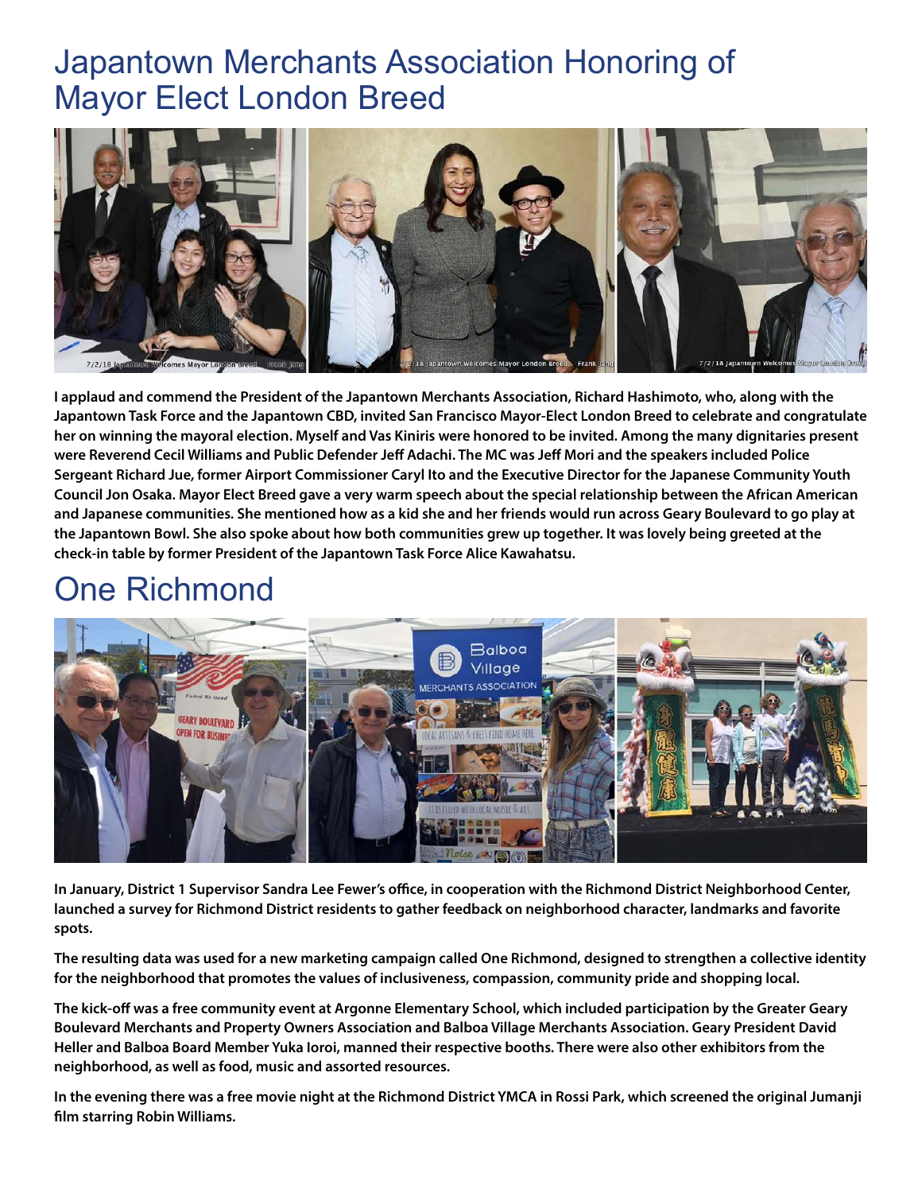# Japantown Merchants Association Honoring of Mayor Elect London Breed

**I applaud and commend the President of the Japantown Merchants Association, Richard Hashimoto, who, along with the Japantown Task Force and the Japantown CBD, invited San Francisco Mayor-Elect London Breed to celebrate and congratulate her on winning the mayoral election. Myself and Vas Kiniris were honored to be invited. Among the many dignitaries present were Reverend Cecil Williams and Public Defender Jeff Adachi. The MC was Jeff Mori and the speakers included Police Sergeant Richard Jue, former Airport Commissioner Caryl Ito and the Executive Director for the Japanese Community Youth Council Jon Osaka. Mayor Elect Breed gave a very warm speech about the special relationship between the African American and Japanese communities. She mentioned how as a kid she and her friends would run across Geary Boulevard to go play at the Japantown Bowl. She also spoke about how both communities grew up together. It was lovely being greeted at the check-in table by former President of the Japantown Task Force Alice Kawahatsu.**

# One Richmond

**In January, District 1 Supervisor Sandra Lee Fewer's office, in cooperation with the Richmond District Neighborhood Center, launched a survey for Richmond District residents to gather feedback on neighborhood character, landmarks and favorite spots.**

**The resulting data was used for a new marketing campaign called One Richmond, designed to strengthen a collective identity for the neighborhood that promotes the values of inclusiveness, compassion, community pride and shopping local.**

**The kick-off was a free community event at Argonne Elementary School, which included participation by the Greater Geary Boulevard Merchants and Property Owners Association and Balboa Village Merchants Association. Geary President David Heller and Balboa Board Member Yuka Ioroi, manned their respective booths. There were also other exhibitors from the neighborhood, as well as food, music and assorted resources.**

**In the evening there was a free movie night at the Richmond District YMCA in Rossi Park, which screened the original Jumanji film starring Robin Williams.**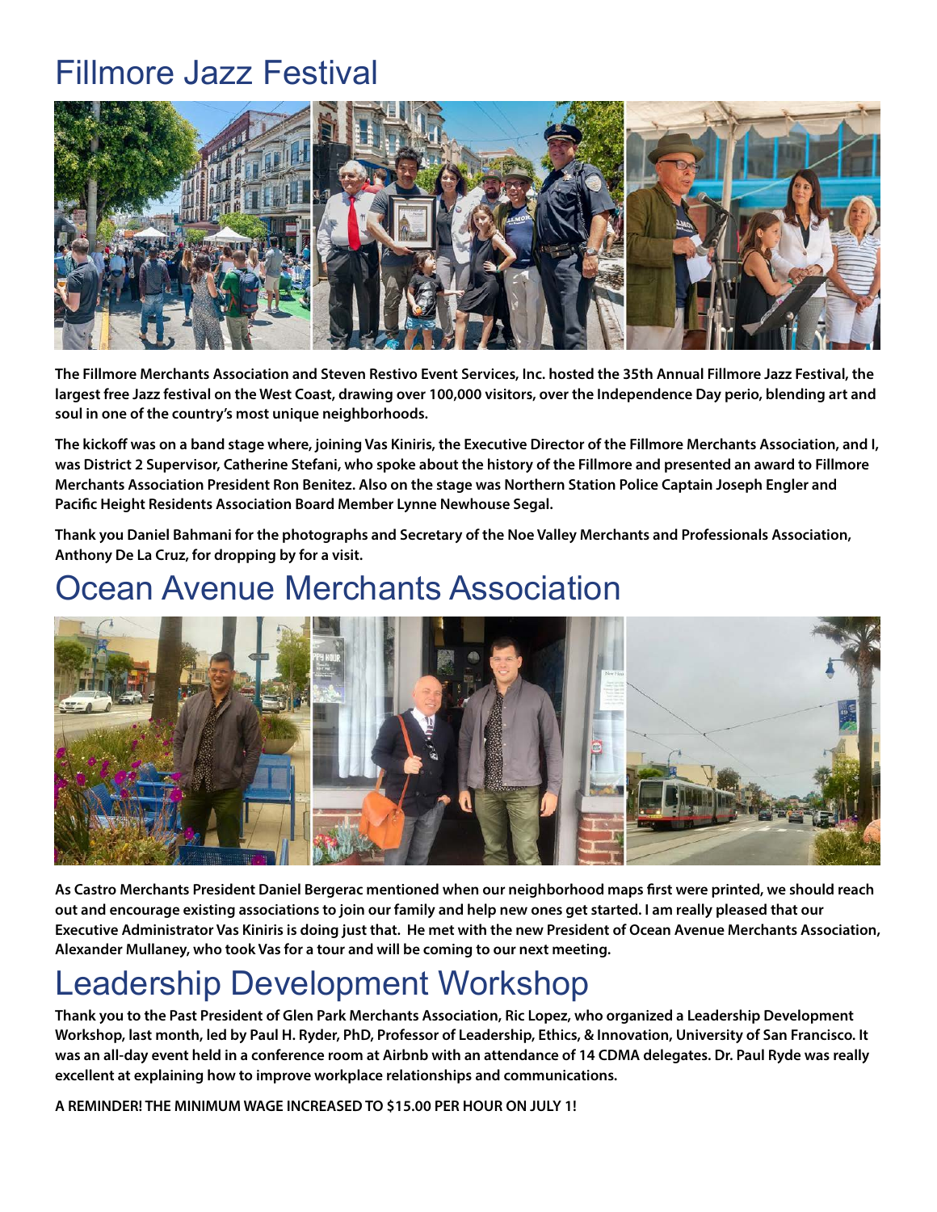# Fillmore Jazz Festival

**The Fillmore Merchants Association and Steven Restivo Event Services, Inc. hosted the 35th Annual Fillmore Jazz Festival, the largest free Jazz festival on the West Coast, drawing over 100,000 visitors, over the Independence Day perio, blending art and soul in one of the country's most unique neighborhoods.**

**The kickoff was on a band stage where, joining Vas Kiniris, the Executive Director of the Fillmore Merchants Association, and I, was District 2 Supervisor, Catherine Stefani, who spoke about the history of the Fillmore and presented an award to Fillmore Merchants Association President Ron Benitez. Also on the stage was Northern Station Police Captain Joseph Engler and Pacific Height Residents Association Board Member Lynne Newhouse Segal.**

**Thank you Daniel Bahmani for the photographs and Secretary of the Noe Valley Merchants and Professionals Association, Anthony De La Cruz, for dropping by for a visit.**

# Ocean Avenue Merchants Association

**As Castro Merchants President Daniel Bergerac mentioned when our neighborhood maps first were printed, we should reach out and encourage existing associations to join our family and help new ones get started. I am really pleased that our Executive Administrator Vas Kiniris is doing just that. He met with the new President of Ocean Avenue Merchants Association, Alexander Mullaney, who took Vas for a tour and will be coming to our next meeting.**

# Leadership Development Workshop

**Thank you to the Past President of Glen Park Merchants Association, Ric Lopez, who organized a Leadership Development Workshop, last month, led by Paul H. Ryder, PhD, Professor of Leadership, Ethics, & Innovation, University of San Francisco. It was an all-day event held in a conference room at Airbnb with an attendance of 14 CDMA delegates. Dr. Paul Ryde was really excellent at explaining how to improve workplace relationships and communications.**

**A REMINDER! THE MINIMUM WAGE INCREASED TO $15.00 PER HOUR ON JULY 1!**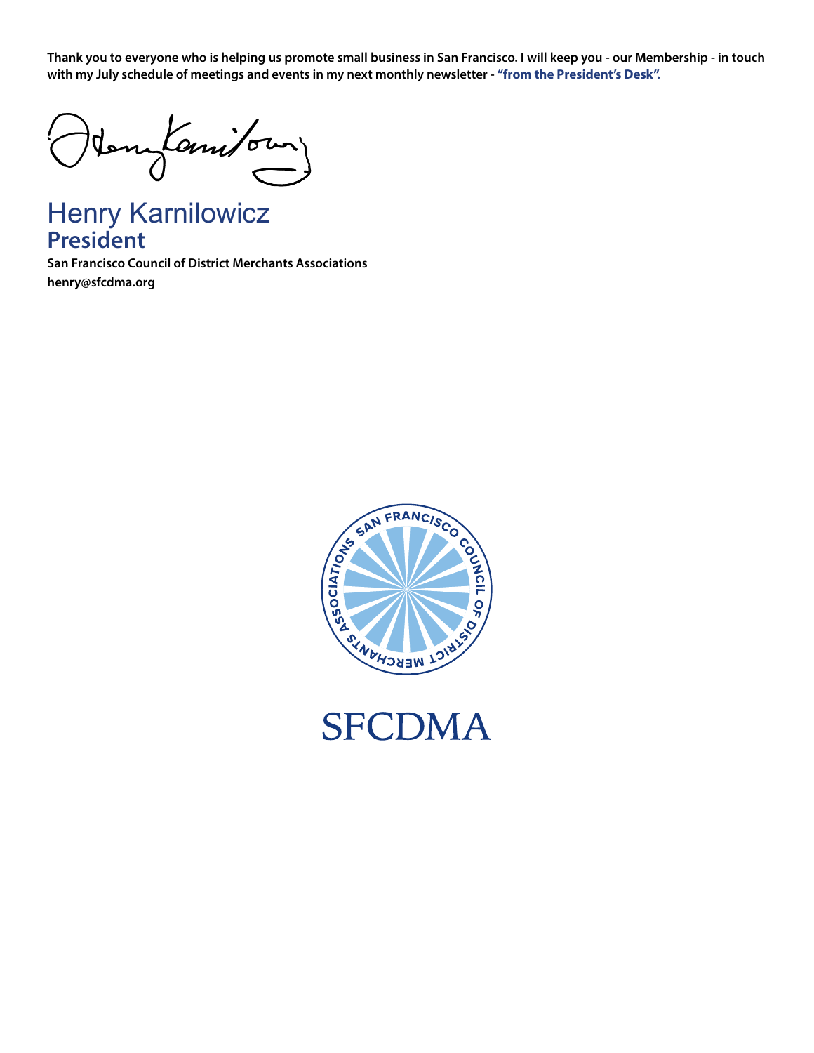**Thank you to everyone who is helping us promote small business in San Francisco. I will keep you - our Membership - in touch with my July schedule of meetings and events in my next monthly newsletter - "from the President's Desk".**

Henry Karnilowicz
**President**

**San Francisco Council of District Merchants Associations**
**henry@sfcdma.org**

SAN FRANCISCO COUNCIL OF DISTRICT MERCHANTS ASSOCIATIONS

SFCDMA